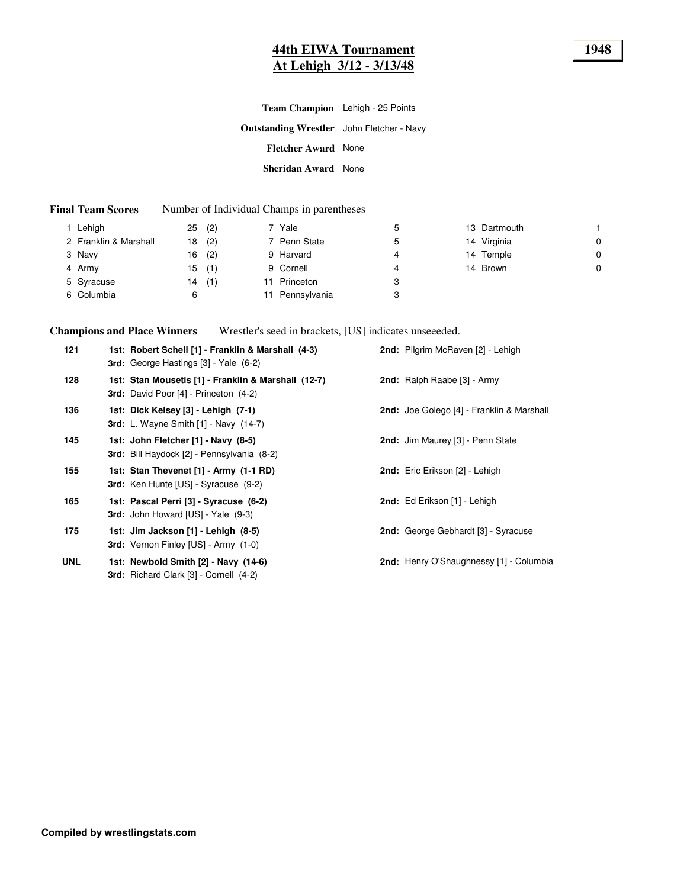# 44th EIWA Tournament
# At Lehigh 3/12 - 3/13/48

**1948**

**Team Champion** Lehigh - 25 Points

**Outstanding Wrestler** John Fletcher - Navy

**Fletcher Award** None

**Sheridan Award** None

**Final Team Scores** Number of Individual Champs in parentheses

| Rank | Team | Points | Champs | Rank | Team | Points | Rank | Team | Points |
|---|---|---|---|---|---|---|---|---|---|
| 1 | Lehigh | 25 | (2) | 7 | Yale | 5 | 13 | Dartmouth | 1 |
| 2 | Franklin & Marshall | 18 | (2) | 7 | Penn State | 5 | 14 | Virginia | 0 |
| 3 | Navy | 16 | (2) | 9 | Harvard | 4 | 14 | Temple | 0 |
| 4 | Army | 15 | (1) | 9 | Cornell | 4 | 14 | Brown | 0 |
| 5 | Syracuse | 14 | (1) | 11 | Princeton | 3 | | | |
| 6 | Columbia | 6 | | 11 | Pennsylvania | 3 | | | |

**Champions and Place Winners** Wrestler's seed in brackets, [US] indicates unseeeded.

| Weight | 1st / 3rd | 2nd |
|---|---|---|
| 121 | **1st: Robert Schell [1] - Franklin & Marshall (4-3)**<br>**3rd:** George Hastings [3] - Yale (6-2) | **2nd:** Pilgrim McRaven [2] - Lehigh |
| 128 | **1st: Stan Mousetis [1] - Franklin & Marshall (12-7)**<br>**3rd:** David Poor [4] - Princeton (4-2) | **2nd:** Ralph Raabe [3] - Army |
| 136 | **1st: Dick Kelsey [3] - Lehigh (7-1)**<br>**3rd:** L. Wayne Smith [1] - Navy (14-7) | **2nd:** Joe Golego [4] - Franklin & Marshall |
| 145 | **1st: John Fletcher [1] - Navy (8-5)**<br>**3rd:** Bill Haydock [2] - Pennsylvania (8-2) | **2nd:** Jim Maurey [3] - Penn State |
| 155 | **1st: Stan Thevenet [1] - Army (1-1 RD)**<br>**3rd:** Ken Hunte [US] - Syracuse (9-2) | **2nd:** Eric Erikson [2] - Lehigh |
| 165 | **1st: Pascal Perri [3] - Syracuse (6-2)**<br>**3rd:** John Howard [US] - Yale (9-3) | **2nd:** Ed Erikson [1] - Lehigh |
| 175 | **1st: Jim Jackson [1] - Lehigh (8-5)**<br>**3rd:** Vernon Finley [US] - Army (1-0) | **2nd:** George Gebhardt [3] - Syracuse |
| UNL | **1st: Newbold Smith [2] - Navy (14-6)**<br>**3rd:** Richard Clark [3] - Cornell (4-2) | **2nd:** Henry O'Shaughnessy [1] - Columbia |

**Compiled by wrestlingstats.com**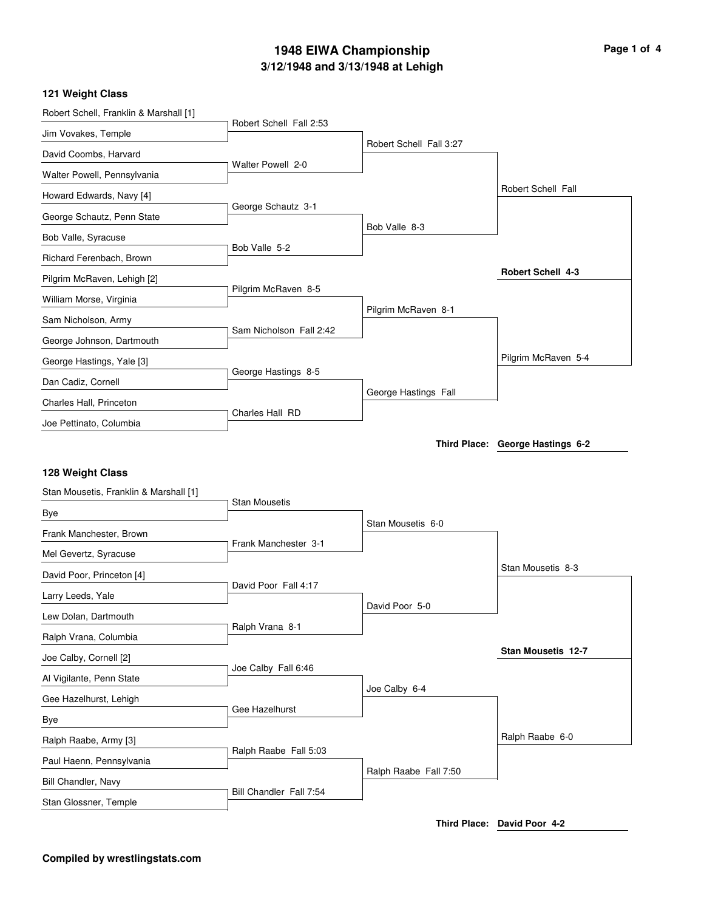# 1948 EIWA Championship

## 3/12/1948 and 3/13/1948 at Lehigh

### 121 Weight Class

**First Round**

- Robert Schell, Franklin & Marshall [1] vs. Jim Vovakes, Temple — Robert Schell Fall 2:53
- David Coombs, Harvard vs. Walter Powell, Pennsylvania — Walter Powell 2-0
- Howard Edwards, Navy [4] vs. George Schautz, Penn State — George Schautz 3-1
- Bob Valle, Syracuse vs. Richard Ferenbach, Brown — Bob Valle 5-2
- Pilgrim McRaven, Lehigh [2] vs. William Morse, Virginia — Pilgrim McRaven 8-5
- Sam Nicholson, Army vs. George Johnson, Dartmouth — Sam Nicholson Fall 2:42
- George Hastings, Yale [3] vs. Dan Cadiz, Cornell — George Hastings 8-5
- Charles Hall, Princeton vs. Joe Pettinato, Columbia — Charles Hall RD

**Quarterfinals**

- Robert Schell Fall 3:27
- Bob Valle 8-3
- Pilgrim McRaven 8-1
- George Hastings Fall

**Semifinals**

- Robert Schell Fall
- Pilgrim McRaven 5-4

**Final**

- **Robert Schell 4-3**

**Third Place:** George Hastings 6-2

### 128 Weight Class

**First Round**

- Stan Mousetis, Franklin & Marshall [1] vs. Bye — Stan Mousetis
- Frank Manchester, Brown vs. Mel Gevertz, Syracuse — Frank Manchester 3-1
- David Poor, Princeton [4] vs. Larry Leeds, Yale — David Poor Fall 4:17
- Lew Dolan, Dartmouth vs. Ralph Vrana, Columbia — Ralph Vrana 8-1
- Joe Calby, Cornell [2] vs. Al Vigilante, Penn State — Joe Calby Fall 6:46
- Gee Hazelhurst, Lehigh vs. Bye — Gee Hazelhurst
- Ralph Raabe, Army [3] vs. Paul Haenn, Pennsylvania — Ralph Raabe Fall 5:03
- Bill Chandler, Navy vs. Stan Glossner, Temple — Bill Chandler Fall 7:54

**Quarterfinals**

- Stan Mousetis 6-0
- David Poor 5-0
- Joe Calby 6-4
- Ralph Raabe Fall 7:50

**Semifinals**

- Stan Mousetis 8-3
- Ralph Raabe 6-0

**Final**

- **Stan Mousetis 12-7**

**Third Place:** David Poor 4-2

**Compiled by wrestlingstats.com**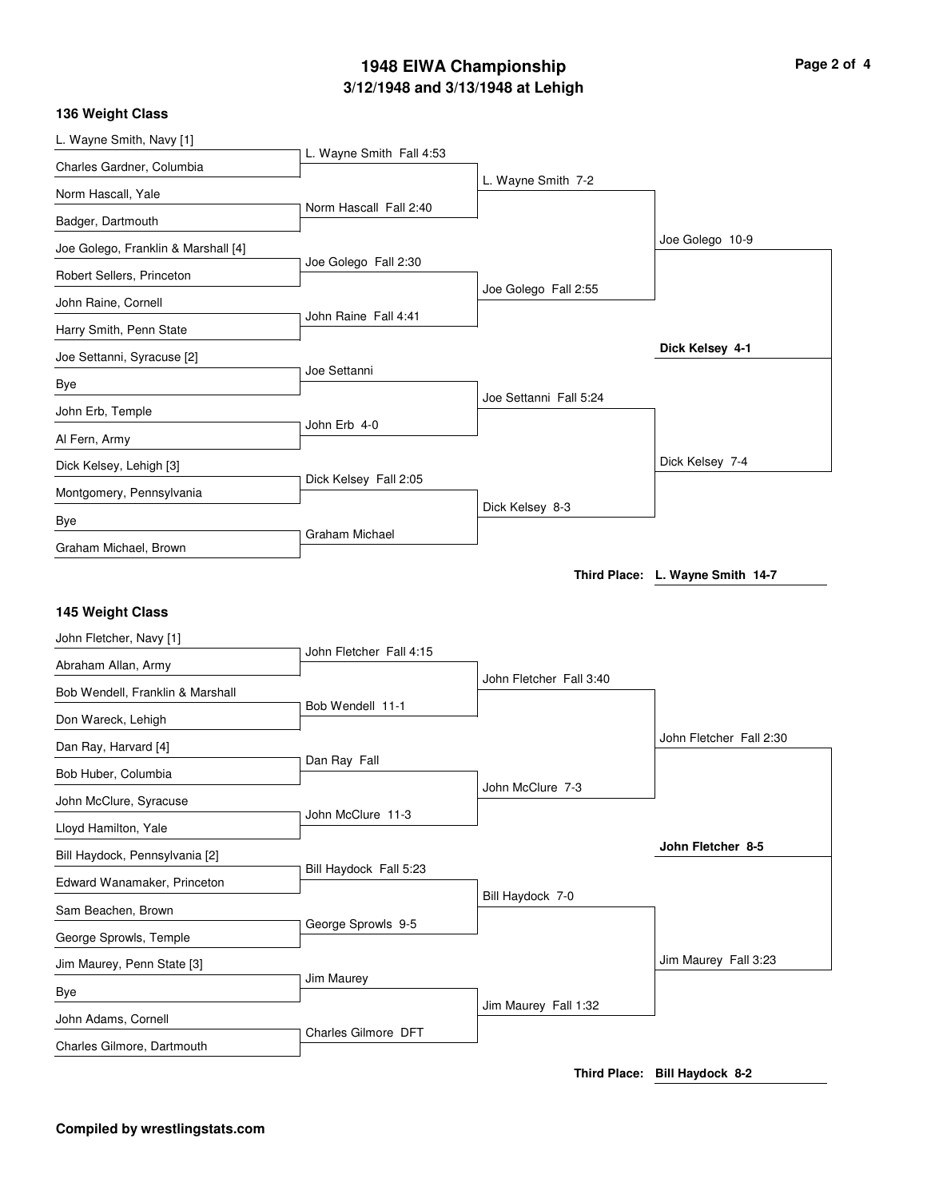# 1948 EIWA Championship

## 3/12/1948 and 3/13/1948 at Lehigh

### 136 Weight Class

**First Round**

- L. Wayne Smith, Navy [1] vs. Charles Gardner, Columbia — L. Wayne Smith Fall 4:53
- Norm Hascall, Yale vs. Badger, Dartmouth — Norm Hascall Fall 2:40
- Joe Golego, Franklin & Marshall [4] vs. Robert Sellers, Princeton — Joe Golego Fall 2:30
- John Raine, Cornell vs. Harry Smith, Penn State — John Raine Fall 4:41
- Joe Settanni, Syracuse [2] vs. Bye — Joe Settanni
- John Erb, Temple vs. Al Fern, Army — John Erb 4-0
- Dick Kelsey, Lehigh [3] vs. Montgomery, Pennsylvania — Dick Kelsey Fall 2:05
- Bye vs. Graham Michael, Brown — Graham Michael

**Quarterfinals**

- L. Wayne Smith 7-2
- Joe Golego Fall 2:55
- Joe Settanni Fall 5:24
- Dick Kelsey 8-3

**Semifinals**

- Joe Golego 10-9
- Dick Kelsey 7-4

**Final**

- **Dick Kelsey 4-1**

**Third Place: L. Wayne Smith 14-7**

### 145 Weight Class

**First Round**

- John Fletcher, Navy [1] vs. Abraham Allan, Army — John Fletcher Fall 4:15
- Bob Wendell, Franklin & Marshall vs. Don Wareck, Lehigh — Bob Wendell 11-1
- Dan Ray, Harvard [4] vs. Bob Huber, Columbia — Dan Ray Fall
- John McClure, Syracuse vs. Lloyd Hamilton, Yale — John McClure 11-3
- Bill Haydock, Pennsylvania [2] vs. Edward Wanamaker, Princeton — Bill Haydock Fall 5:23
- Sam Beachen, Brown vs. George Sprowls, Temple — George Sprowls 9-5
- Jim Maurey, Penn State [3] vs. Bye — Jim Maurey
- John Adams, Cornell vs. Charles Gilmore, Dartmouth — Charles Gilmore DFT

**Quarterfinals**

- John Fletcher Fall 3:40
- John McClure 7-3
- Bill Haydock 7-0
- Jim Maurey Fall 1:32

**Semifinals**

- John Fletcher Fall 2:30
- Jim Maurey Fall 3:23

**Final**

- **John Fletcher 8-5**

**Third Place: Bill Haydock 8-2**

**Compiled by wrestlingstats.com**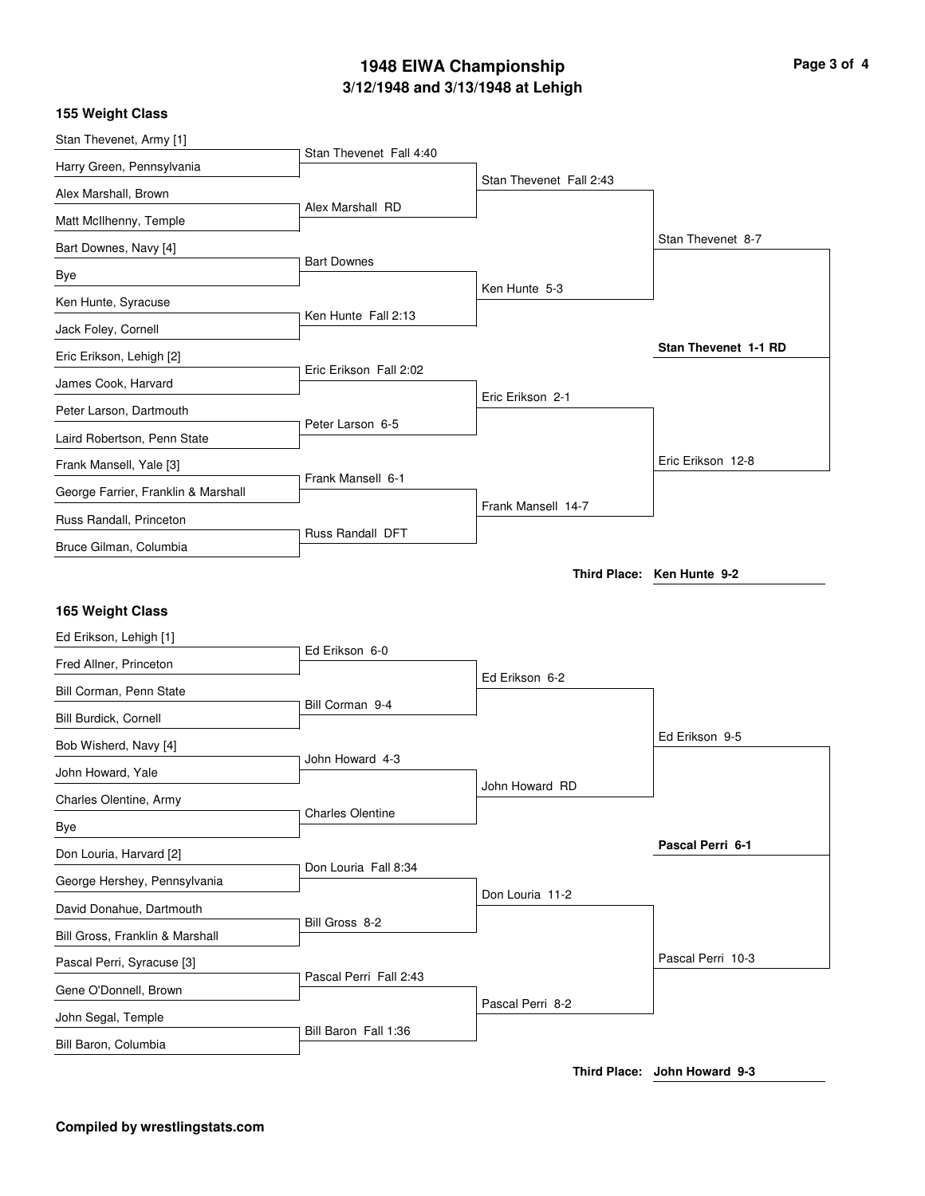# 1948 EIWA Championship

## 3/12/1948 and 3/13/1948 at Lehigh

### 155 Weight Class

**First Round**

- Stan Thevenet, Army [1] vs. Harry Green, Pennsylvania — Stan Thevenet Fall 4:40
- Alex Marshall, Brown vs. Matt McIlhenny, Temple — Alex Marshall RD
- Bart Downes, Navy [4] vs. Bye — Bart Downes
- Ken Hunte, Syracuse vs. Jack Foley, Cornell — Ken Hunte Fall 2:13
- Eric Erikson, Lehigh [2] vs. James Cook, Harvard — Eric Erikson Fall 2:02
- Peter Larson, Dartmouth vs. Laird Robertson, Penn State — Peter Larson 6-5
- Frank Mansell, Yale [3] vs. George Farrier, Franklin & Marshall — Frank Mansell 6-1
- Russ Randall, Princeton vs. Bruce Gilman, Columbia — Russ Randall DFT

**Quarterfinals**

- Stan Thevenet Fall 2:43
- Ken Hunte 5-3
- Eric Erikson 2-1
- Frank Mansell 14-7

**Semifinals**

- Stan Thevenet 8-7
- Eric Erikson 12-8

**Final**

- **Stan Thevenet 1-1 RD**

**Third Place:** Ken Hunte 9-2

### 165 Weight Class

**First Round**

- Ed Erikson, Lehigh [1] vs. Fred Allner, Princeton — Ed Erikson 6-0
- Bill Corman, Penn State vs. Bill Burdick, Cornell — Bill Corman 9-4
- Bob Wisherd, Navy [4] vs. John Howard, Yale — John Howard 4-3
- Charles Olentine, Army vs. Bye — Charles Olentine
- Don Louria, Harvard [2] vs. George Hershey, Pennsylvania — Don Louria Fall 8:34
- David Donahue, Dartmouth vs. Bill Gross, Franklin & Marshall — Bill Gross 8-2
- Pascal Perri, Syracuse [3] vs. Gene O'Donnell, Brown — Pascal Perri Fall 2:43
- John Segal, Temple vs. Bill Baron, Columbia — Bill Baron Fall 1:36

**Quarterfinals**

- Ed Erikson 6-2
- John Howard RD
- Don Louria 11-2
- Pascal Perri 8-2

**Semifinals**

- Ed Erikson 9-5
- Pascal Perri 10-3

**Final**

- **Pascal Perri 6-1**

**Third Place:** John Howard 9-3

**Compiled by wrestlingstats.com**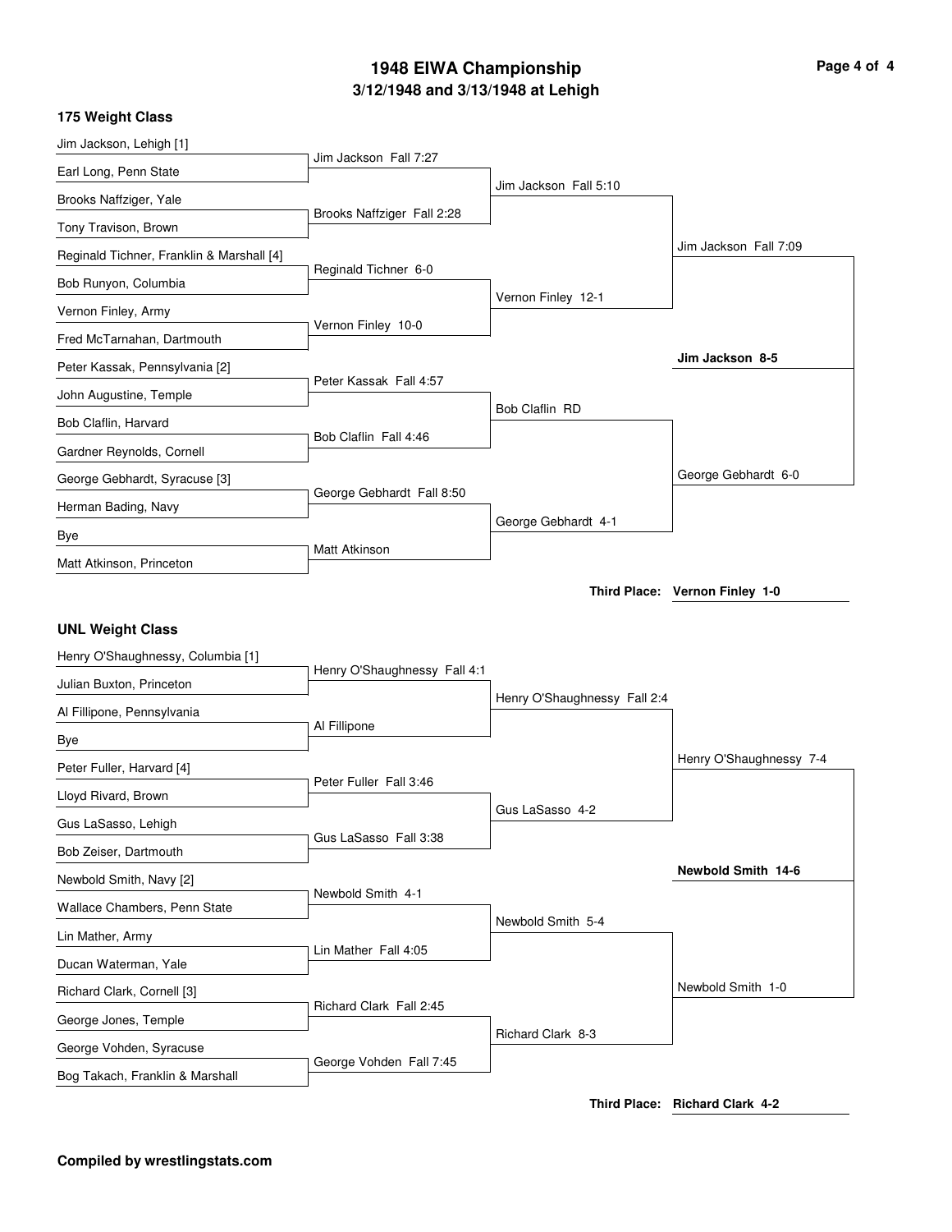# 1948 EIWA Championship

## 3/12/1948 and 3/13/1948 at Lehigh

### 175 Weight Class

**First Round**

- Jim Jackson, Lehigh [1] vs. Earl Long, Penn State — Jim Jackson Fall 7:27
- Brooks Naffziger, Yale vs. Tony Travison, Brown — Brooks Naffziger Fall 2:28
- Reginald Tichner, Franklin & Marshall [4] vs. Bob Runyon, Columbia — Reginald Tichner 6-0
- Vernon Finley, Army vs. Fred McTarnahan, Dartmouth — Vernon Finley 10-0
- Peter Kassak, Pennsylvania [2] vs. John Augustine, Temple — Peter Kassak Fall 4:57
- Bob Claflin, Harvard vs. Gardner Reynolds, Cornell — Bob Claflin Fall 4:46
- George Gebhardt, Syracuse [3] vs. Herman Bading, Navy — George Gebhardt Fall 8:50
- Bye vs. Matt Atkinson, Princeton — Matt Atkinson

**Quarterfinals**

- Jim Jackson Fall 5:10
- Vernon Finley 12-1
- Bob Claflin RD
- George Gebhardt 4-1

**Semifinals**

- Jim Jackson Fall 7:09
- George Gebhardt 6-0

**Final**

- **Jim Jackson 8-5**

Third Place: **Vernon Finley 1-0**

### UNL Weight Class

**First Round**

- Henry O'Shaughnessy, Columbia [1] vs. Julian Buxton, Princeton — Henry O'Shaughnessy Fall 4:1
- Al Fillipone, Pennsylvania vs. Bye — Al Fillipone
- Peter Fuller, Harvard [4] vs. Lloyd Rivard, Brown — Peter Fuller Fall 3:46
- Gus LaSasso, Lehigh vs. Bob Zeiser, Dartmouth — Gus LaSasso Fall 3:38
- Newbold Smith, Navy [2] vs. Wallace Chambers, Penn State — Newbold Smith 4-1
- Lin Mather, Army vs. Ducan Waterman, Yale — Lin Mather Fall 4:05
- Richard Clark, Cornell [3] vs. George Jones, Temple — Richard Clark Fall 2:45
- George Vohden, Syracuse vs. Bog Takach, Franklin & Marshall — George Vohden Fall 7:45

**Quarterfinals**

- Henry O'Shaughnessy Fall 2:4
- Gus LaSasso 4-2
- Newbold Smith 5-4
- Richard Clark 8-3

**Semifinals**

- Henry O'Shaughnessy 7-4
- Newbold Smith 1-0

**Final**

- **Newbold Smith 14-6**

Third Place: **Richard Clark 4-2**

**Compiled by wrestlingstats.com**